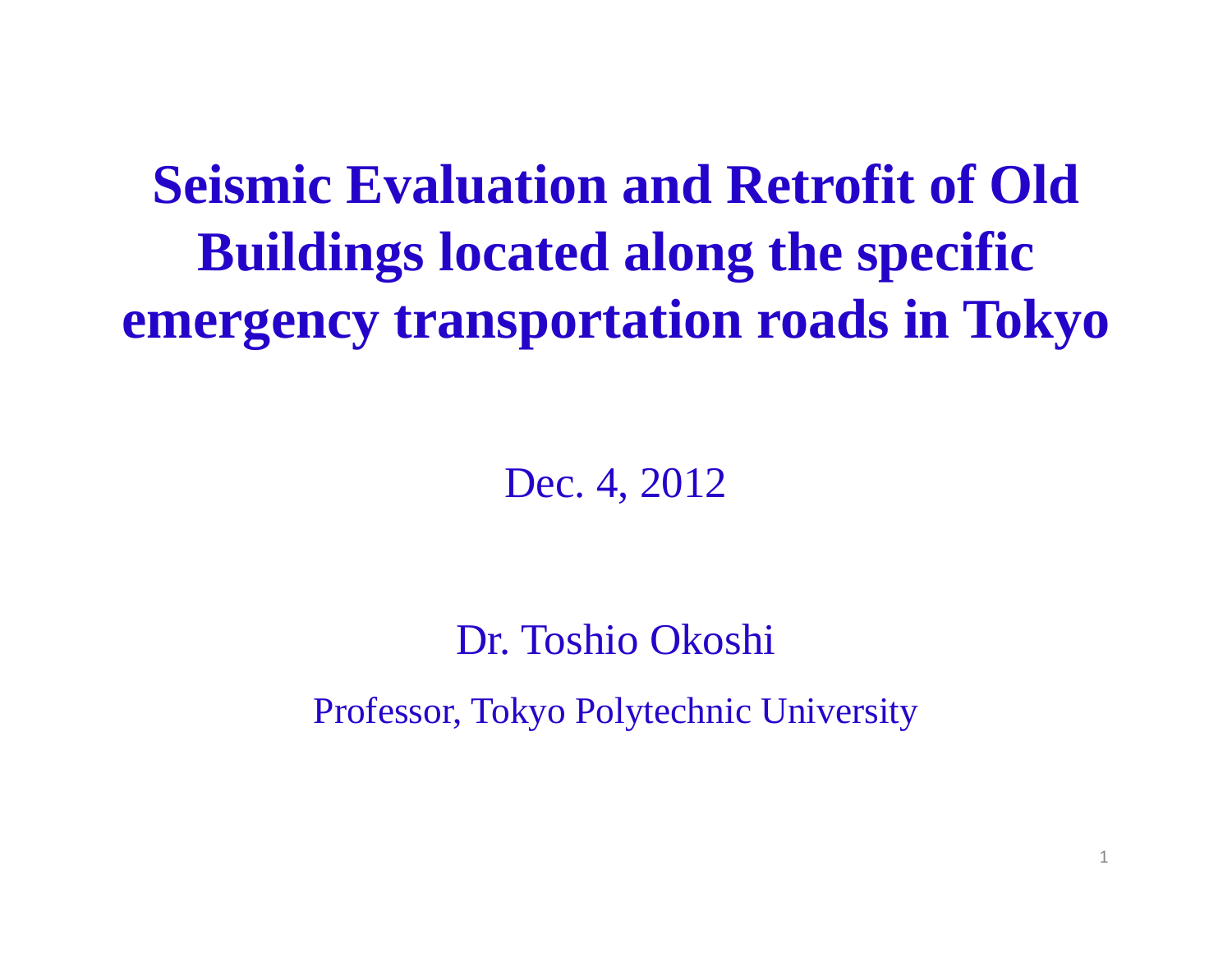# Seismic Evaluation and Retrofit of Old Buildings located along the specific emergency transportation roads in Tokyo

Dec. 4, 2012

Dr. Toshio Okoshi

Professor, Tokyo Polytechnic University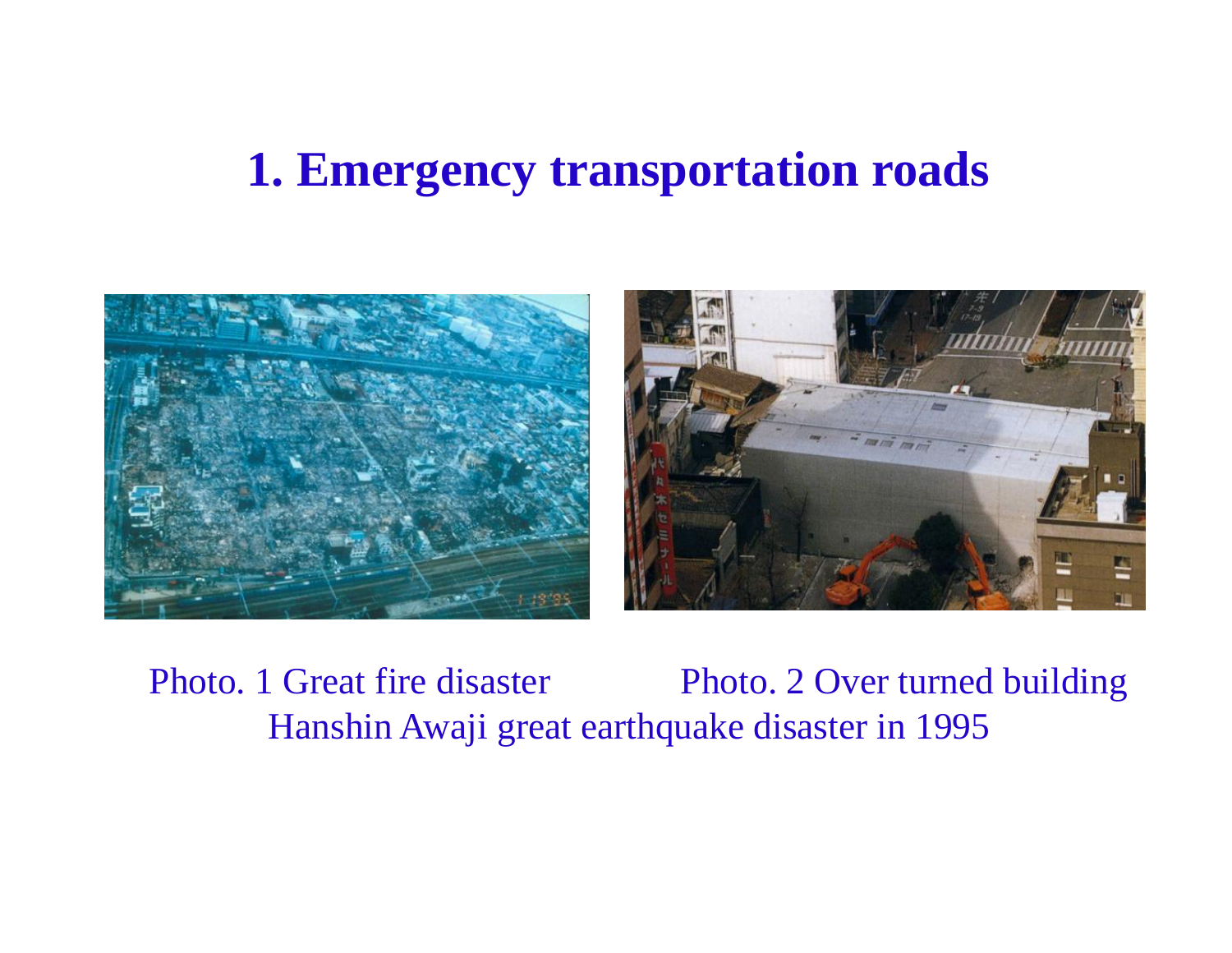# 1. Emergency transportation roads

Photo. 1 Great fire disaster

Photo. 2 Over turned building

Hanshin Awaji great earthquake disaster in 1995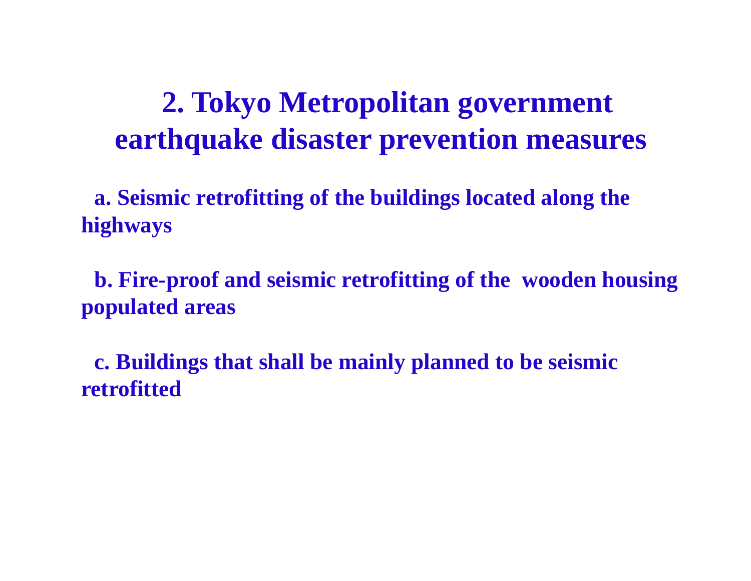# 2. Tokyo Metropolitan government earthquake disaster prevention measures

**a. Seismic retrofitting of the buildings located along the highways**

**b. Fire-proof and seismic retrofitting of the wooden housing populated areas**

**c. Buildings that shall be mainly planned to be seismic retrofitted**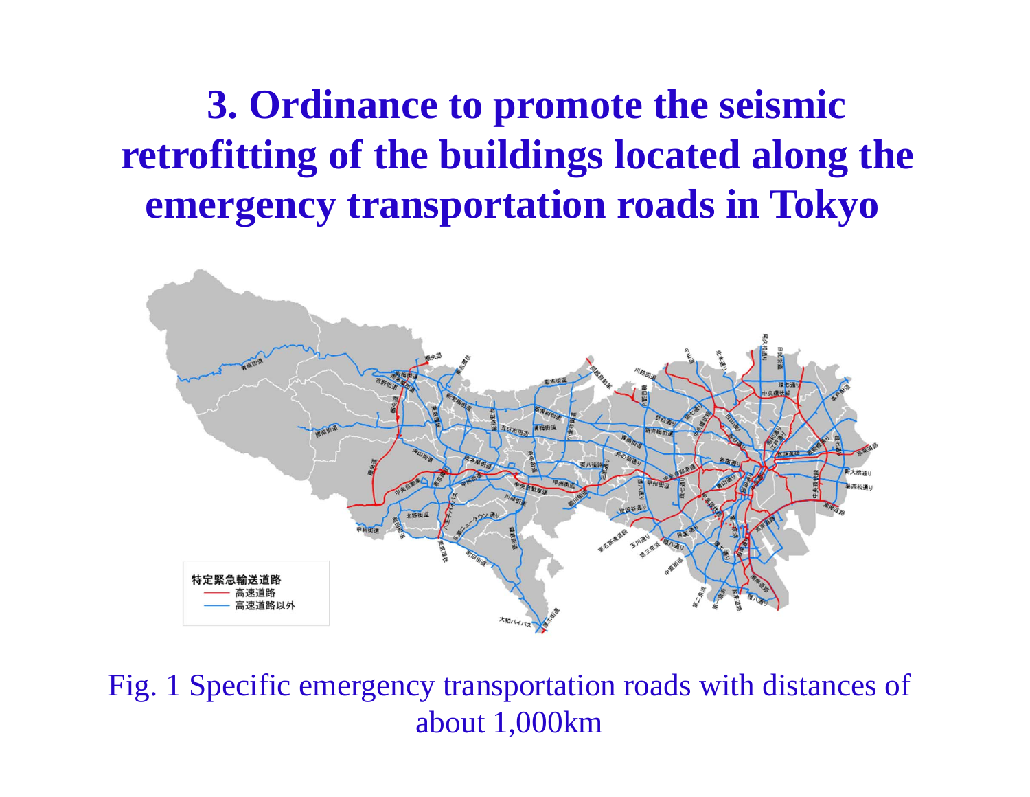# 3. Ordinance to promote the seismic retrofitting of the buildings located along the emergency transportation roads in Tokyo

特定緊急輸送道路

高速道路

高速道路以外

Fig. 1 Specific emergency transportation roads with distances of about 1,000km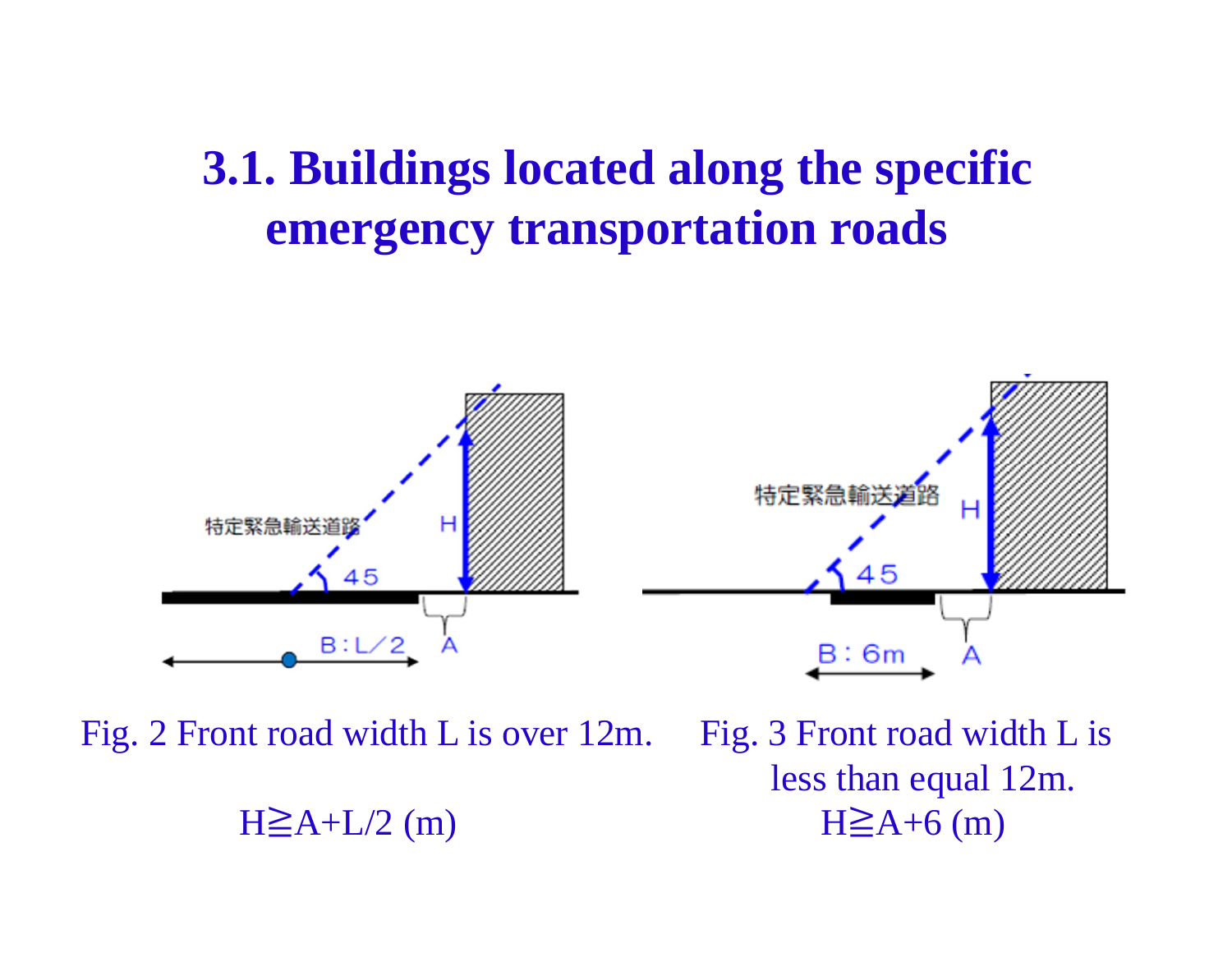## 3.1. Buildings located along the specific emergency transportation roads

特定緊急輸送道路

H

45

B：L／2

A

Fig. 2 Front road width L is over 12m.

$H \geqq A + L/2$ (m)

特定緊急輸送道路

H

45

B：6m

A

Fig. 3 Front road width L is less than equal 12m.

$H \geqq A + 6$ (m)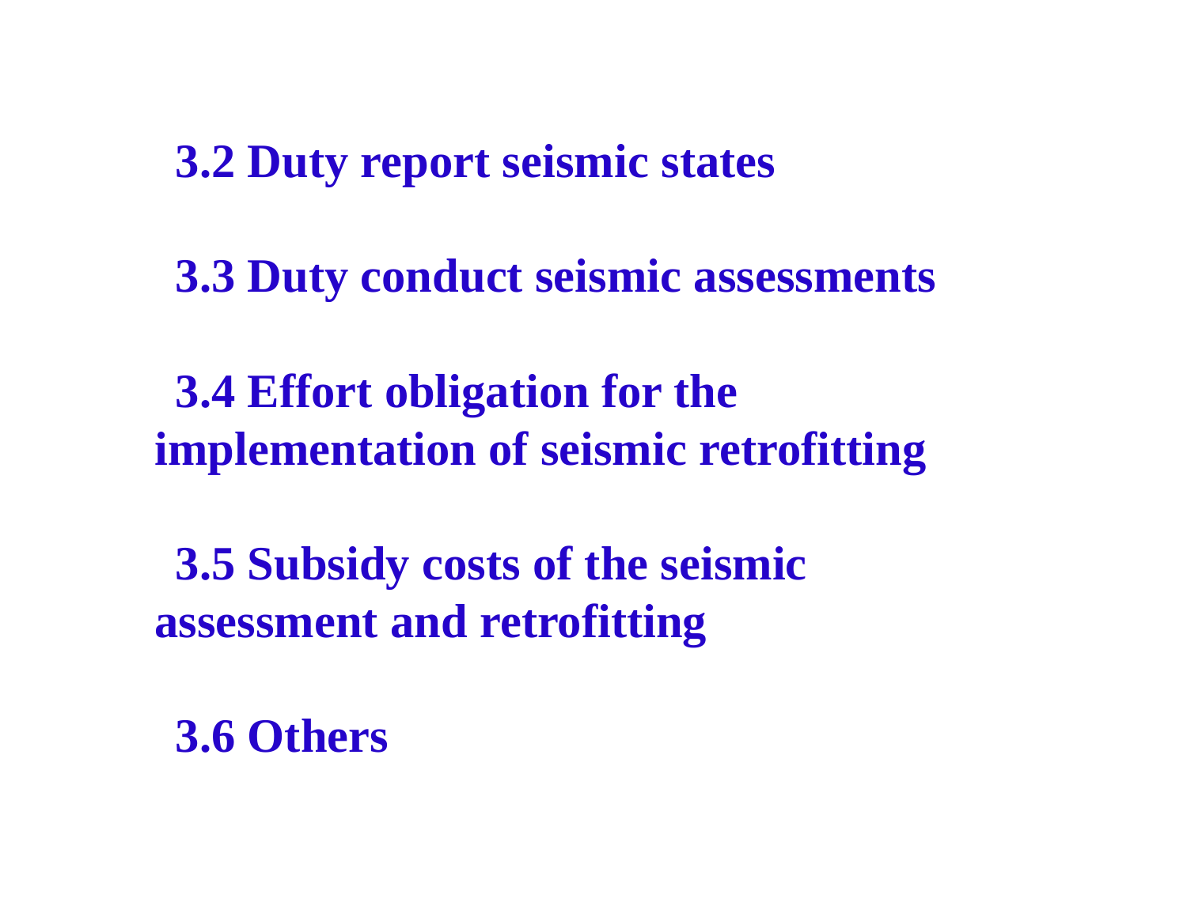**3.2 Duty report seismic states**

**3.3 Duty conduct seismic assessments**

**3.4 Effort obligation for the implementation of seismic retrofitting**

**3.5 Subsidy costs of the seismic assessment and retrofitting**

**3.6 Others**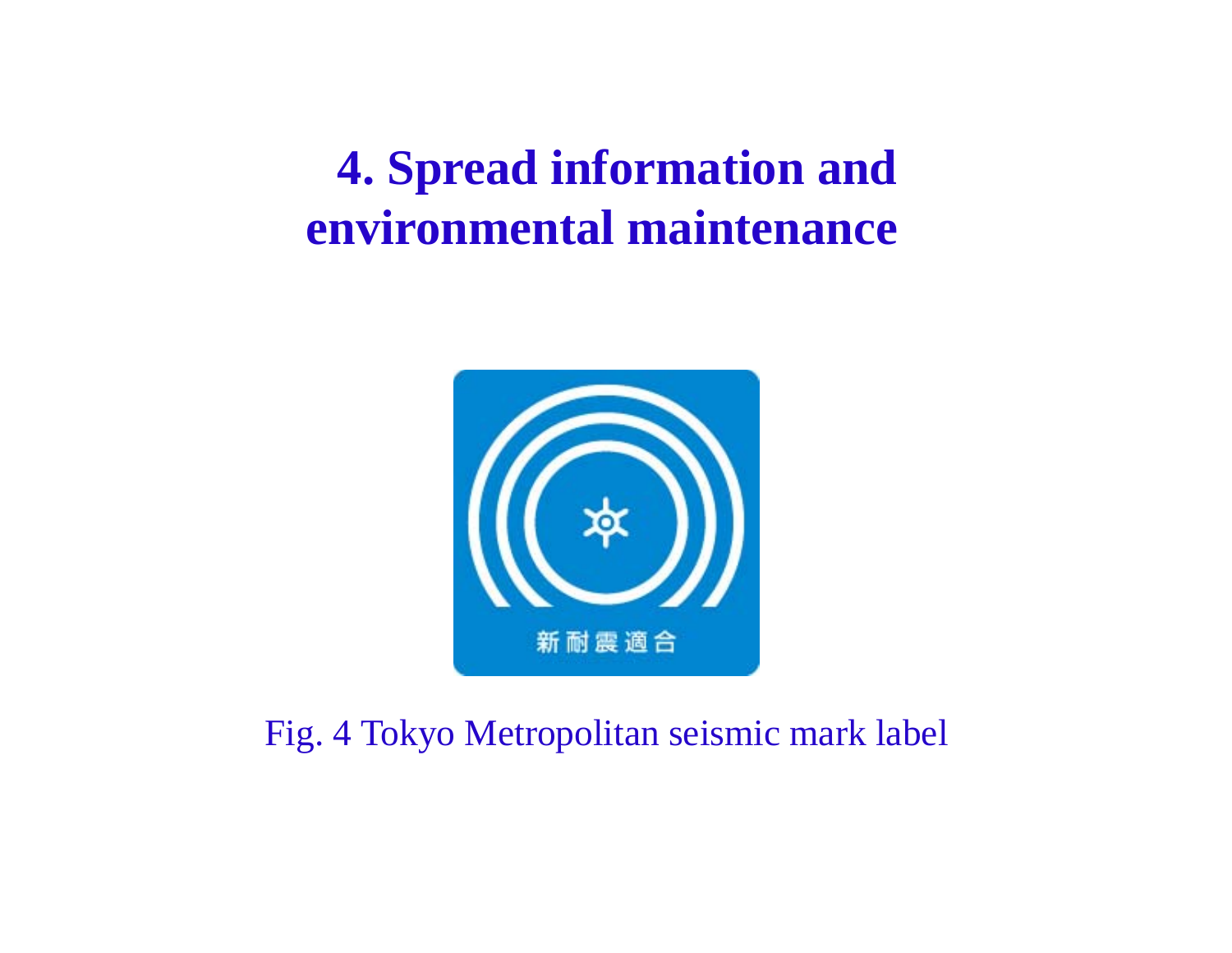# 4. Spread information and environmental maintenance

Fig. 4 Tokyo Metropolitan seismic mark label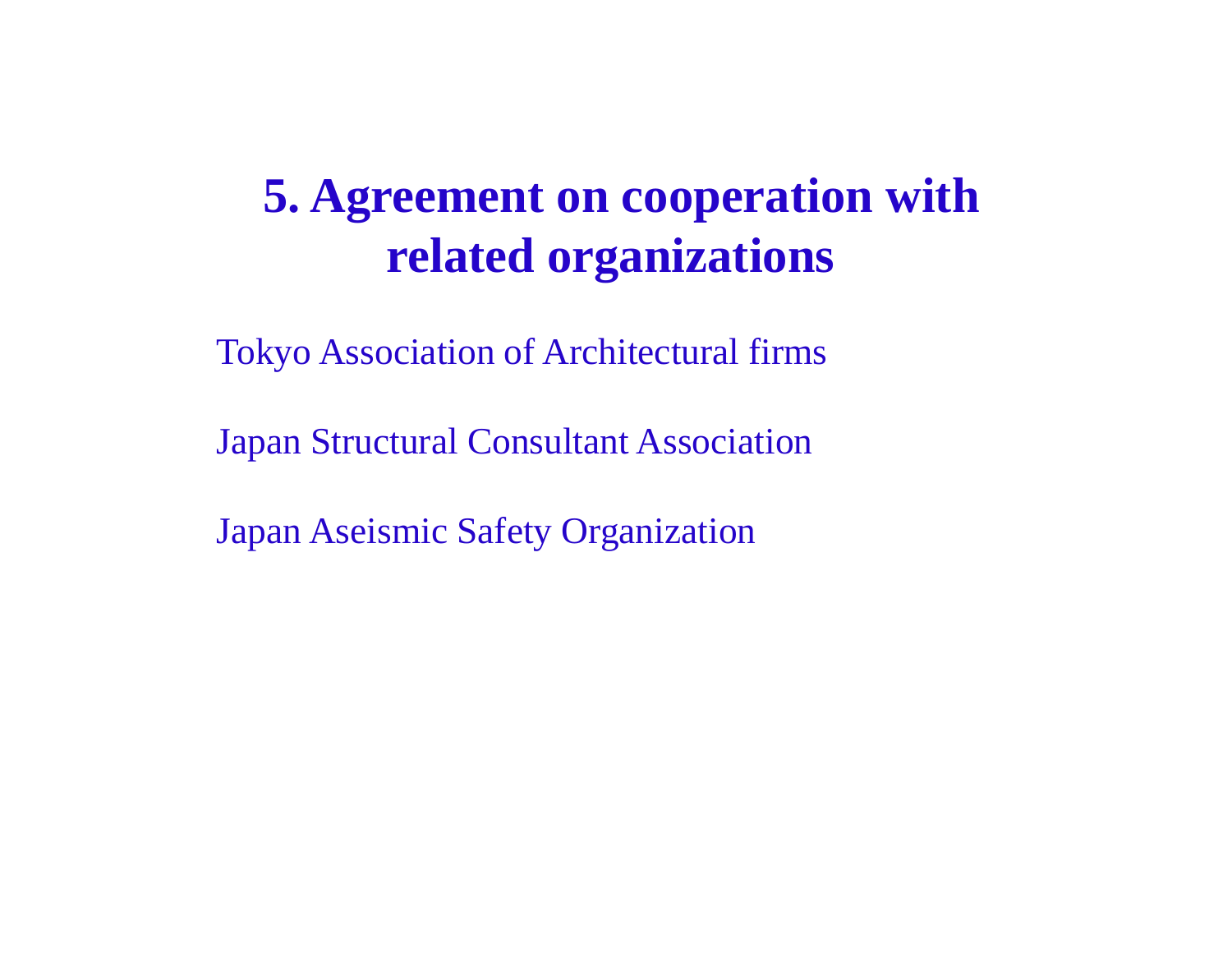# 5. Agreement on cooperation with related organizations

Tokyo Association of Architectural firms

Japan Structural Consultant Association

Japan Aseismic Safety Organization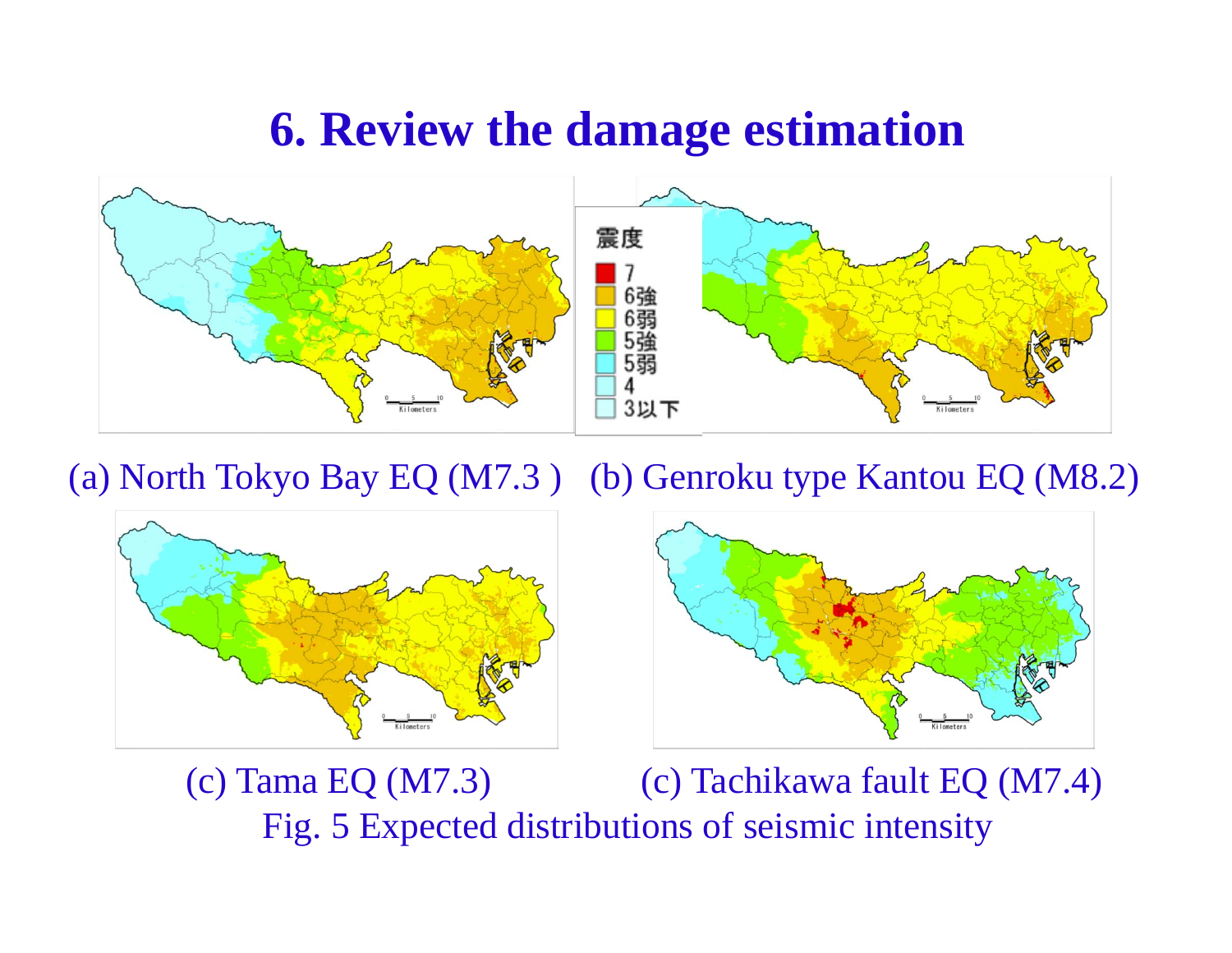# 6. Review the damage estimation

震度

7

6強

6弱

5強

5弱

4

3以下

(a) North Tokyo Bay EQ (M7.3 ) (b) Genroku type Kantou EQ (M8.2)

(c) Tama EQ (M7.3) (c) Tachikawa fault EQ (M7.4)

Fig. 5 Expected distributions of seismic intensity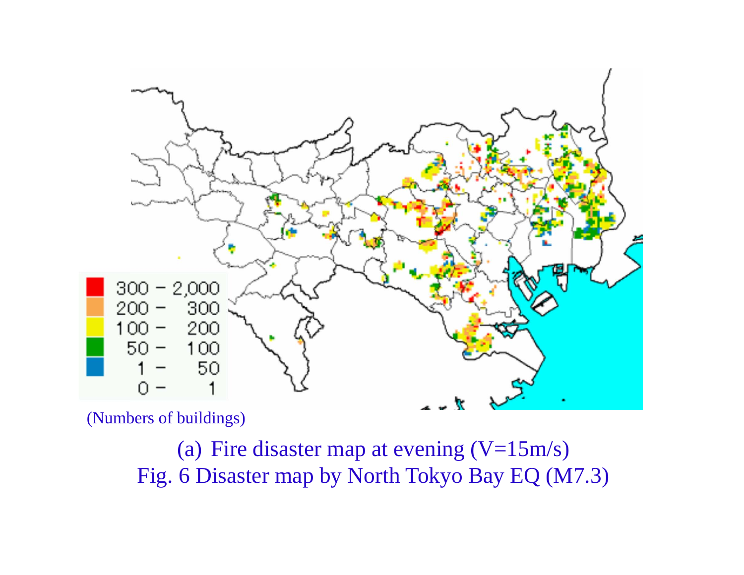300 – 2,000
200 – 300
100 – 200
50 – 100
1 – 50
0 – 1

(Numbers of buildings)

(a) Fire disaster map at evening (V=15m/s)

Fig. 6 Disaster map by North Tokyo Bay EQ (M7.3)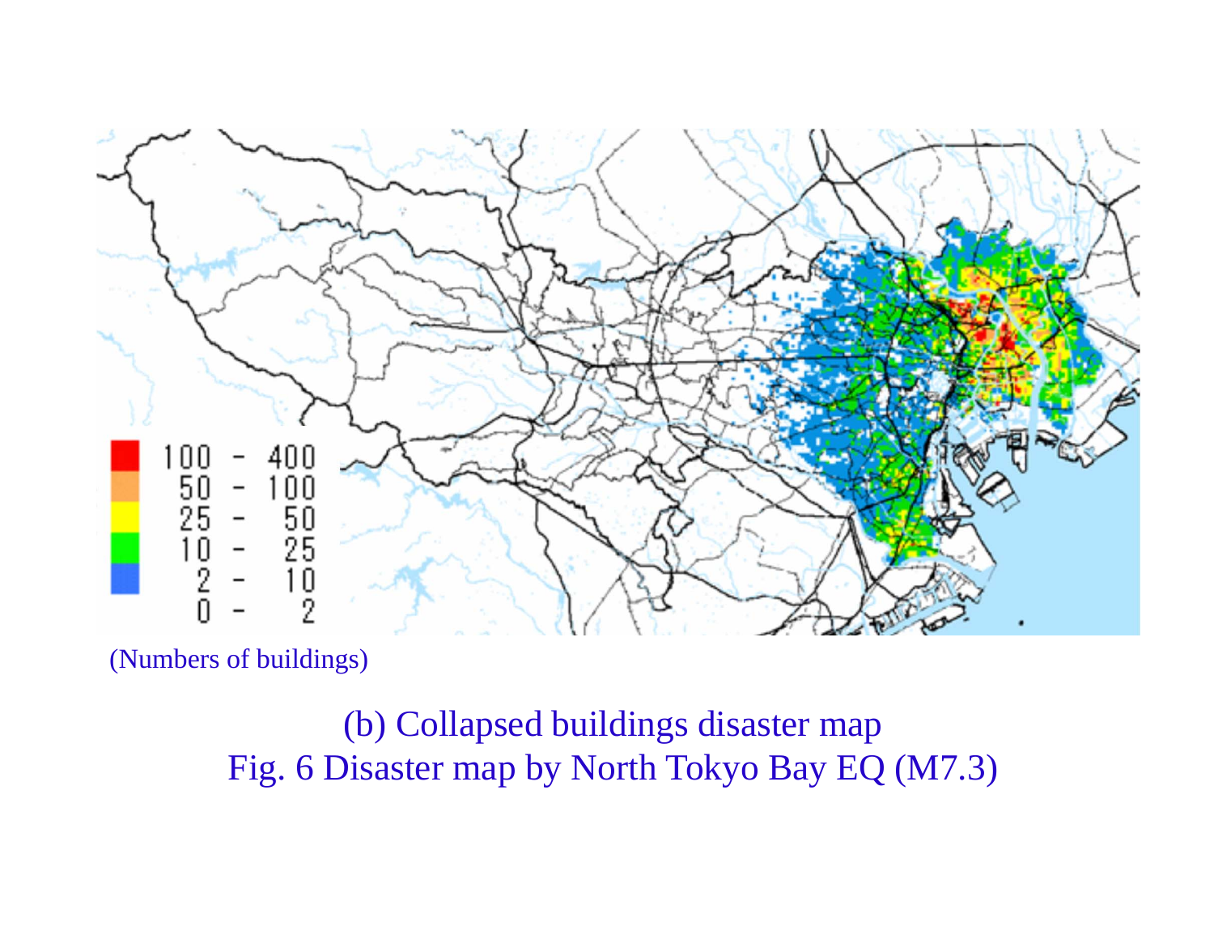100 - 400
50 - 100
25 - 50
10 - 25
2 - 10
0 - 2

(Numbers of buildings)

(b) Collapsed buildings disaster map

Fig. 6 Disaster map by North Tokyo Bay EQ (M7.3)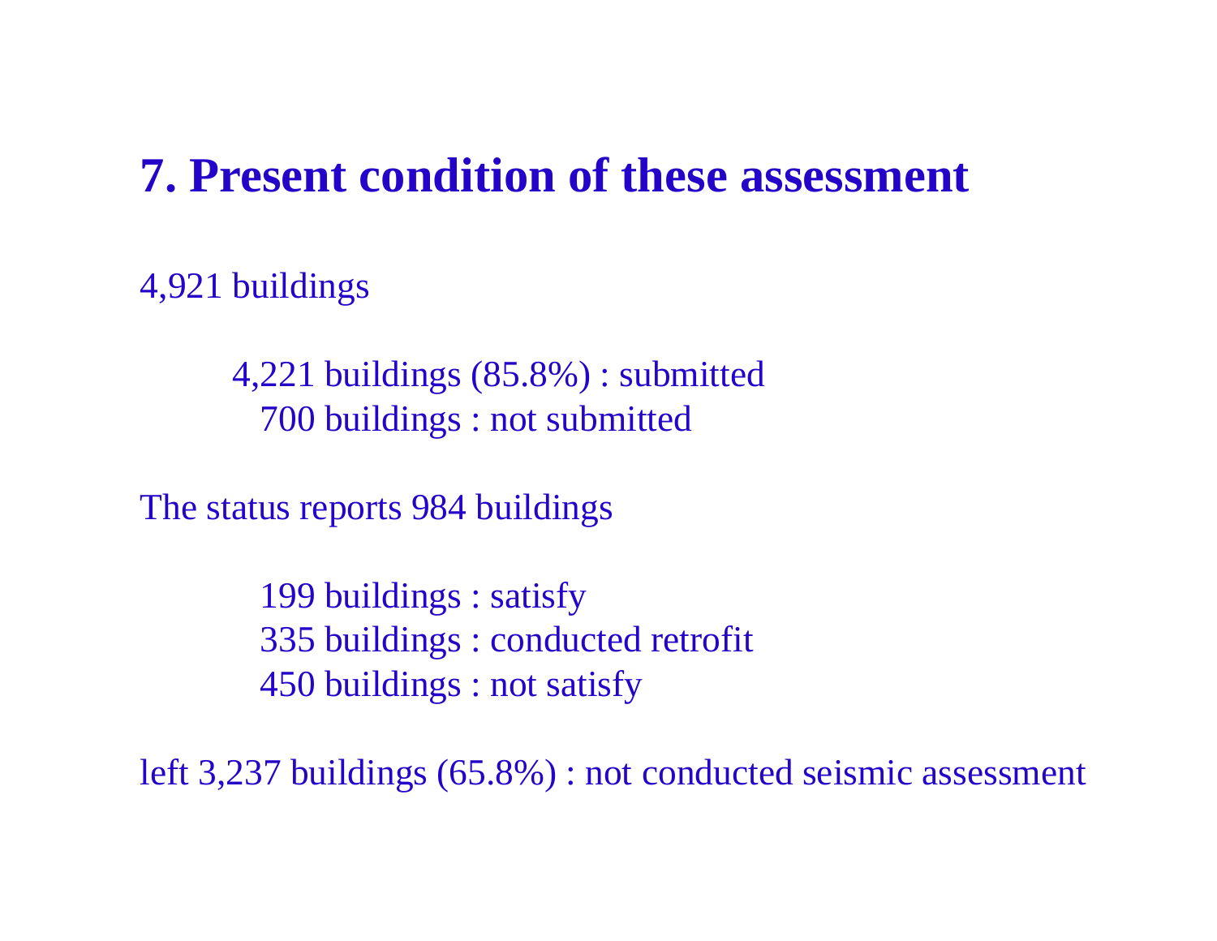## 7. Present condition of these assessment

4,921 buildings

4,221 buildings (85.8%) : submitted
700 buildings : not submitted

The status reports 984 buildings

199 buildings : satisfy
335 buildings : conducted retrofit
450 buildings : not satisfy

left 3,237 buildings (65.8%) : not conducted seismic assessment